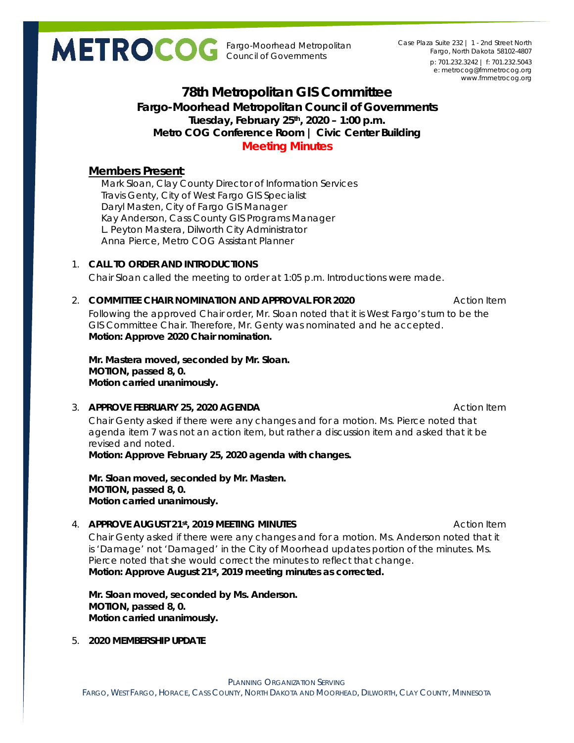METROCOG Fargo-Moorhead Metropolitan Council of Governments

Case Plaza Suite 232 | 1 - 2nd Street North
Fargo, North Dakota 58102-4807
p: 701.232.3242 | f: 701.232.5043
e: metrocog@fmmetrocog.org
www.fmmetrocog.org

# 78th Metropolitan GIS Committee

## Fargo-Moorhead Metropolitan Council of Governments

**Tuesday, February 25th, 2020 – 1:00 p.m.**
**Metro COG Conference Room | Civic Center Building**
**Meeting Minutes**

### Members Present:

Mark Sloan, Clay County Director of Information Services
Travis Genty, City of West Fargo GIS Specialist
Daryl Masten, City of Fargo GIS Manager
Kay Anderson, Cass County GIS Programs Manager
L. Peyton Mastera, Dilworth City Administrator
Anna Pierce, Metro COG Assistant Planner

1. **CALL TO ORDER AND INTRODUCTIONS**

   Chair Sloan called the meeting to order at 1:05 p.m. Introductions were made.

2. **COMMITTEE CHAIR NOMINATION AND APPROVAL FOR 2020** — Action Item

   Following the approved Chair order, Mr. Sloan noted that it is West Fargo's turn to be the GIS Committee Chair. Therefore, Mr. Genty was nominated and he accepted.
   **Motion: Approve 2020 Chair nomination.**

   **Mr. Mastera moved, seconded by Mr. Sloan.**
   **MOTION, passed 8, 0.**
   **Motion carried unanimously.**

3. **APPROVE FEBRUARY 25, 2020 AGENDA** — Action Item

   Chair Genty asked if there were any changes and for a motion. Ms. Pierce noted that agenda item 7 was not an action item, but rather a discussion item and asked that it be revised and noted.
   **Motion: Approve February 25, 2020 agenda with changes.**

   **Mr. Sloan moved, seconded by Mr. Masten.**
   **MOTION, passed 8, 0.**
   **Motion carried unanimously.**

4. **APPROVE AUGUST 21st, 2019 MEETING MINUTES** — Action Item

   Chair Genty asked if there were any changes and for a motion. Ms. Anderson noted that it is 'Damage' not 'Damaged' in the City of Moorhead updates portion of the minutes. Ms. Pierce noted that she would correct the minutes to reflect that change.
   **Motion: Approve August 21st, 2019 meeting minutes as corrected.**

   **Mr. Sloan moved, seconded by Ms. Anderson.**
   **MOTION, passed 8, 0.**
   **Motion carried unanimously.**

5. **2020 MEMBERSHIP UPDATE**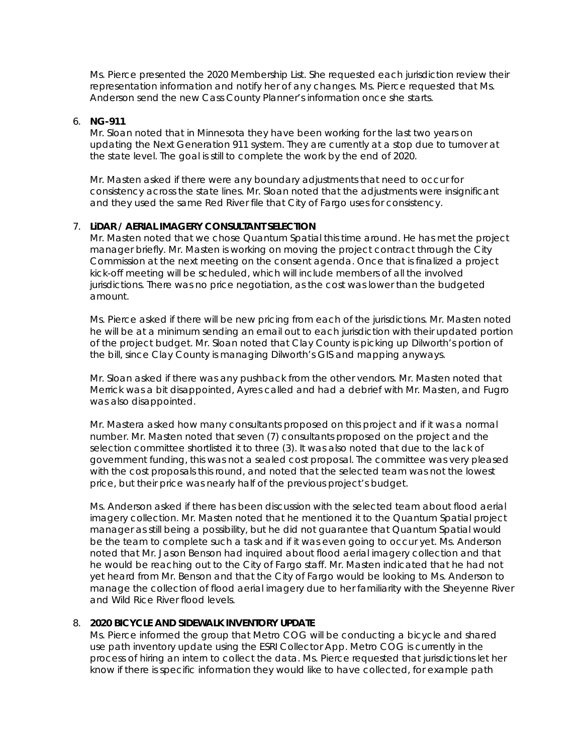Ms. Pierce presented the 2020 Membership List. She requested each jurisdiction review their representation information and notify her of any changes. Ms. Pierce requested that Ms. Anderson send the new Cass County Planner's information once she starts.

6. **NG-911**

   Mr. Sloan noted that in Minnesota they have been working for the last two years on updating the Next Generation 911 system. They are currently at a stop due to turnover at the state level. The goal is still to complete the work by the end of 2020.

   Mr. Masten asked if there were any boundary adjustments that need to occur for consistency across the state lines. Mr. Sloan noted that the adjustments were insignificant and they used the same Red River file that City of Fargo uses for consistency.

7. **LiDAR / AERIAL IMAGERY CONSULTANT SELECTION**

   Mr. Masten noted that we chose Quantum Spatial this time around. He has met the project manager briefly. Mr. Masten is working on moving the project contract through the City Commission at the next meeting on the consent agenda. Once that is finalized a project kick-off meeting will be scheduled, which will include members of all the involved jurisdictions. There was no price negotiation, as the cost was lower than the budgeted amount.

   Ms. Pierce asked if there will be new pricing from each of the jurisdictions. Mr. Masten noted he will be at a minimum sending an email out to each jurisdiction with their updated portion of the project budget. Mr. Sloan noted that Clay County is picking up Dilworth's portion of the bill, since Clay County is managing Dilworth's GIS and mapping anyways.

   Mr. Sloan asked if there was any pushback from the other vendors. Mr. Masten noted that Merrick was a bit disappointed, Ayres called and had a debrief with Mr. Masten, and Fugro was also disappointed.

   Mr. Mastera asked how many consultants proposed on this project and if it was a normal number. Mr. Masten noted that seven (7) consultants proposed on the project and the selection committee shortlisted it to three (3). It was also noted that due to the lack of government funding, this was not a sealed cost proposal. The committee was very pleased with the cost proposals this round, and noted that the selected team was not the lowest price, but their price was nearly half of the previous project's budget.

   Ms. Anderson asked if there has been discussion with the selected team about flood aerial imagery collection. Mr. Masten noted that he mentioned it to the Quantum Spatial project manager as still being a possibility, but he did not guarantee that Quantum Spatial would be the team to complete such a task and if it was even going to occur yet. Ms. Anderson noted that Mr. Jason Benson had inquired about flood aerial imagery collection and that he would be reaching out to the City of Fargo staff. Mr. Masten indicated that he had not yet heard from Mr. Benson and that the City of Fargo would be looking to Ms. Anderson to manage the collection of flood aerial imagery due to her familiarity with the Sheyenne River and Wild Rice River flood levels.

8. **2020 BICYCLE AND SIDEWALK INVENTORY UPDATE**

   Ms. Pierce informed the group that Metro COG will be conducting a bicycle and shared use path inventory update using the ESRI Collector App. Metro COG is currently in the process of hiring an intern to collect the data. Ms. Pierce requested that jurisdictions let her know if there is specific information they would like to have collected, for example path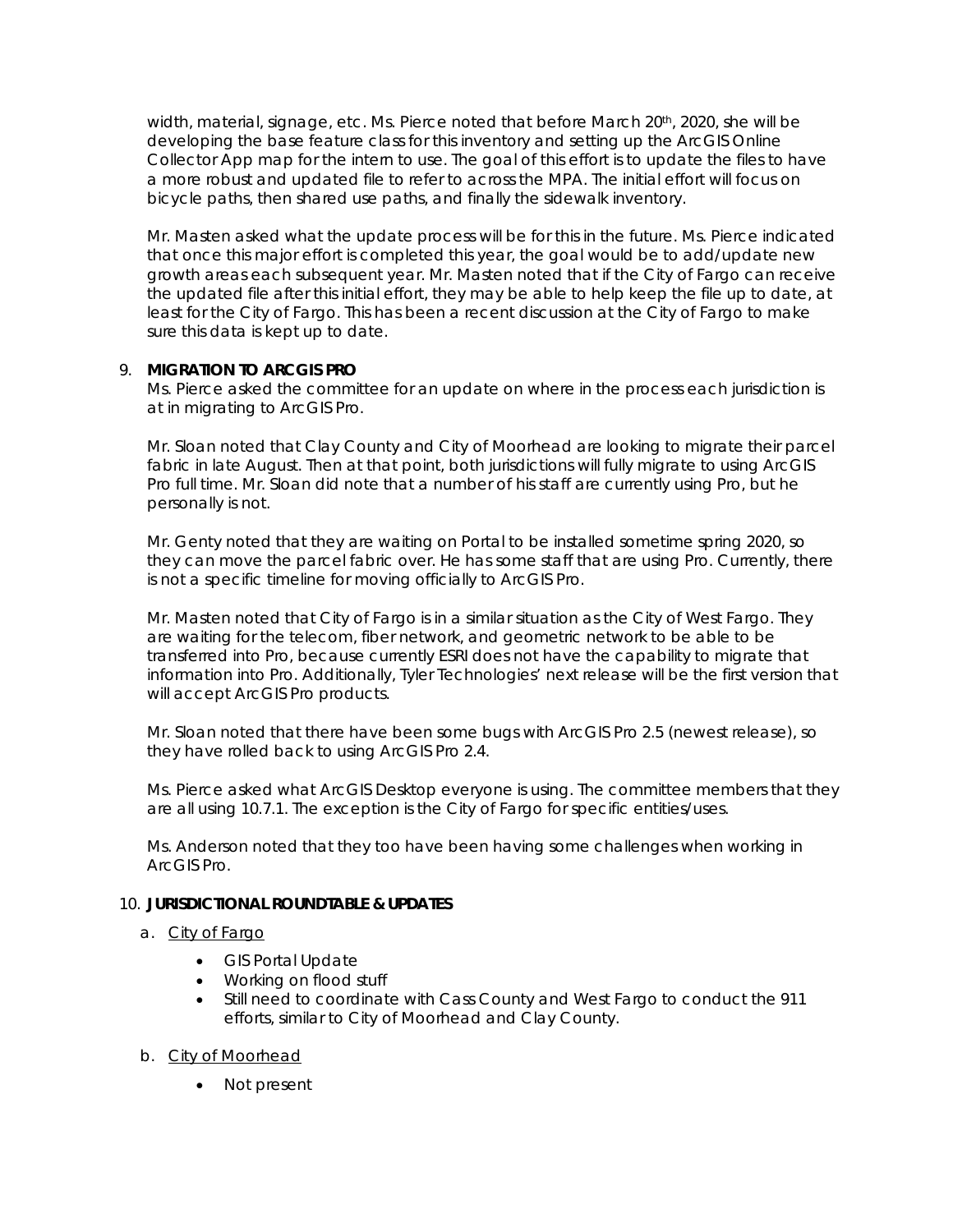width, material, signage, etc. Ms. Pierce noted that before March 20th, 2020, she will be developing the base feature class for this inventory and setting up the ArcGIS Online Collector App map for the intern to use. The goal of this effort is to update the files to have a more robust and updated file to refer to across the MPA. The initial effort will focus on bicycle paths, then shared use paths, and finally the sidewalk inventory.

Mr. Masten asked what the update process will be for this in the future. Ms. Pierce indicated that once this major effort is completed this year, the goal would be to add/update new growth areas each subsequent year. Mr. Masten noted that if the City of Fargo can receive the updated file after this initial effort, they may be able to help keep the file up to date, at least for the City of Fargo. This has been a recent discussion at the City of Fargo to make sure this data is kept up to date.

9. **MIGRATION TO ARCGIS PRO**

   Ms. Pierce asked the committee for an update on where in the process each jurisdiction is at in migrating to ArcGIS Pro.

   Mr. Sloan noted that Clay County and City of Moorhead are looking to migrate their parcel fabric in late August. Then at that point, both jurisdictions will fully migrate to using ArcGIS Pro full time. Mr. Sloan did note that a number of his staff are currently using Pro, but he personally is not.

   Mr. Genty noted that they are waiting on Portal to be installed sometime spring 2020, so they can move the parcel fabric over. He has some staff that are using Pro. Currently, there is not a specific timeline for moving officially to ArcGIS Pro.

   Mr. Masten noted that City of Fargo is in a similar situation as the City of West Fargo. They are waiting for the telecom, fiber network, and geometric network to be able to be transferred into Pro, because currently ESRI does not have the capability to migrate that information into Pro. Additionally, Tyler Technologies' next release will be the first version that will accept ArcGIS Pro products.

   Mr. Sloan noted that there have been some bugs with ArcGIS Pro 2.5 (newest release), so they have rolled back to using ArcGIS Pro 2.4.

   Ms. Pierce asked what ArcGIS Desktop everyone is using. The committee members that they are all using 10.7.1. The exception is the City of Fargo for specific entities/uses.

   Ms. Anderson noted that they too have been having some challenges when working in ArcGIS Pro.

10. **JURISDICTIONAL ROUNDTABLE & UPDATES**

    a. City of Fargo
       - GIS Portal Update
       - Working on flood stuff
       - Still need to coordinate with Cass County and West Fargo to conduct the 911 efforts, similar to City of Moorhead and Clay County.

    b. City of Moorhead
       - Not present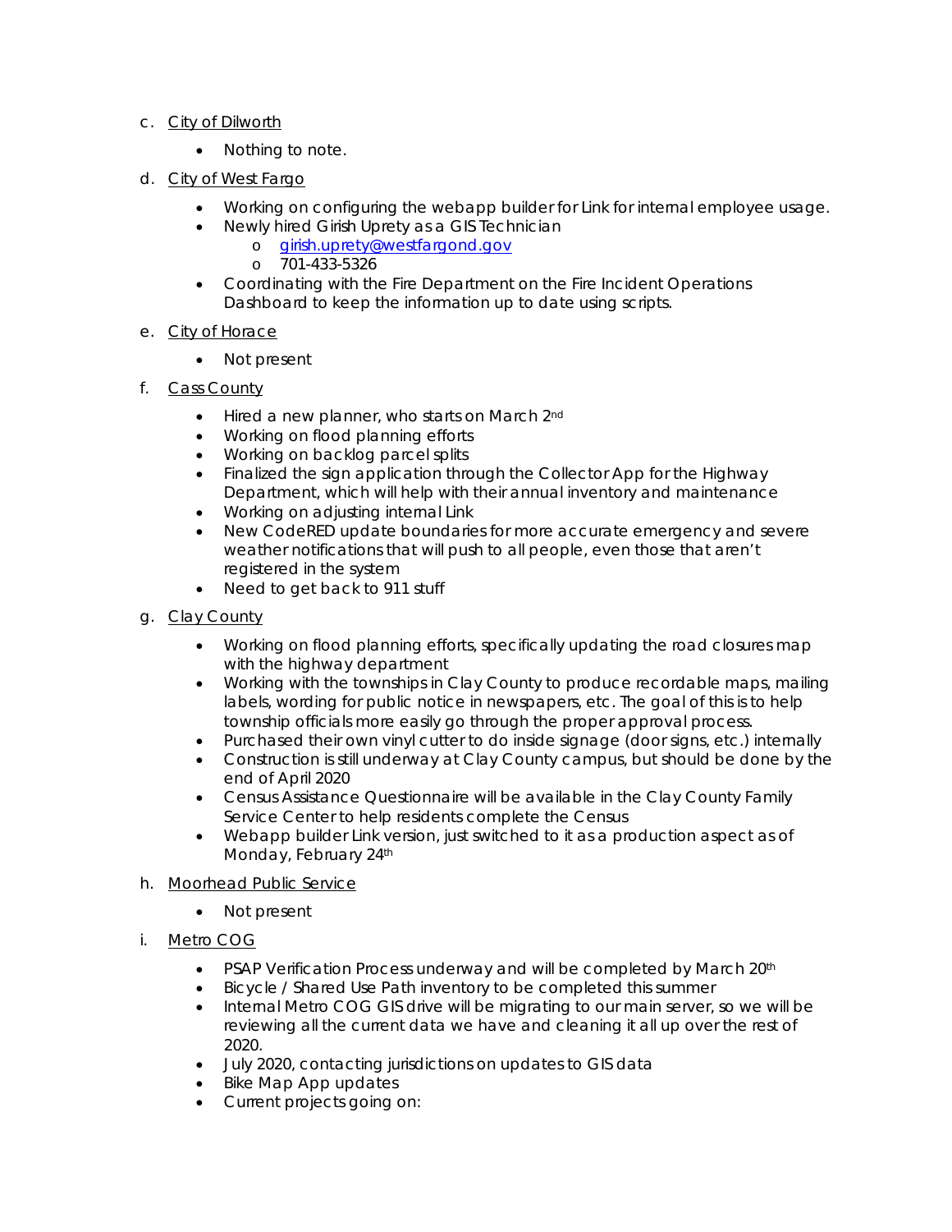c. <u>City of Dilworth</u>

- Nothing to note.

d. <u>City of West Fargo</u>

- Working on configuring the webapp builder for Link for internal employee usage.
- Newly hired Girish Uprety as a GIS Technician
  - o [girish.uprety@westfargond.gov](mailto:girish.uprety@westfargond.gov)
  - o 701-433-5326
- Coordinating with the Fire Department on the Fire Incident Operations Dashboard to keep the information up to date using scripts.

e. <u>City of Horace</u>

- Not present

f. <u>Cass County</u>

- Hired a new planner, who starts on March 2nd
- Working on flood planning efforts
- Working on backlog parcel splits
- Finalized the sign application through the Collector App for the Highway Department, which will help with their annual inventory and maintenance
- Working on adjusting internal Link
- New CodeRED update boundaries for more accurate emergency and severe weather notifications that will push to all people, even those that aren't registered in the system
- Need to get back to 911 stuff

g. <u>Clay County</u>

- Working on flood planning efforts, specifically updating the road closures map with the highway department
- Working with the townships in Clay County to produce recordable maps, mailing labels, wording for public notice in newspapers, etc. The goal of this is to help township officials more easily go through the proper approval process.
- Purchased their own vinyl cutter to do inside signage (door signs, etc.) internally
- Construction is still underway at Clay County campus, but should be done by the end of April 2020
- Census Assistance Questionnaire will be available in the Clay County Family Service Center to help residents complete the Census
- Webapp builder Link version, just switched to it as a production aspect as of Monday, February 24th

h. <u>Moorhead Public Service</u>

- Not present

i. <u>Metro COG</u>

- PSAP Verification Process underway and will be completed by March 20th
- Bicycle / Shared Use Path inventory to be completed this summer
- Internal Metro COG GIS drive will be migrating to our main server, so we will be reviewing all the current data we have and cleaning it all up over the rest of 2020.
- July 2020, contacting jurisdictions on updates to GIS data
- Bike Map App updates
- Current projects going on: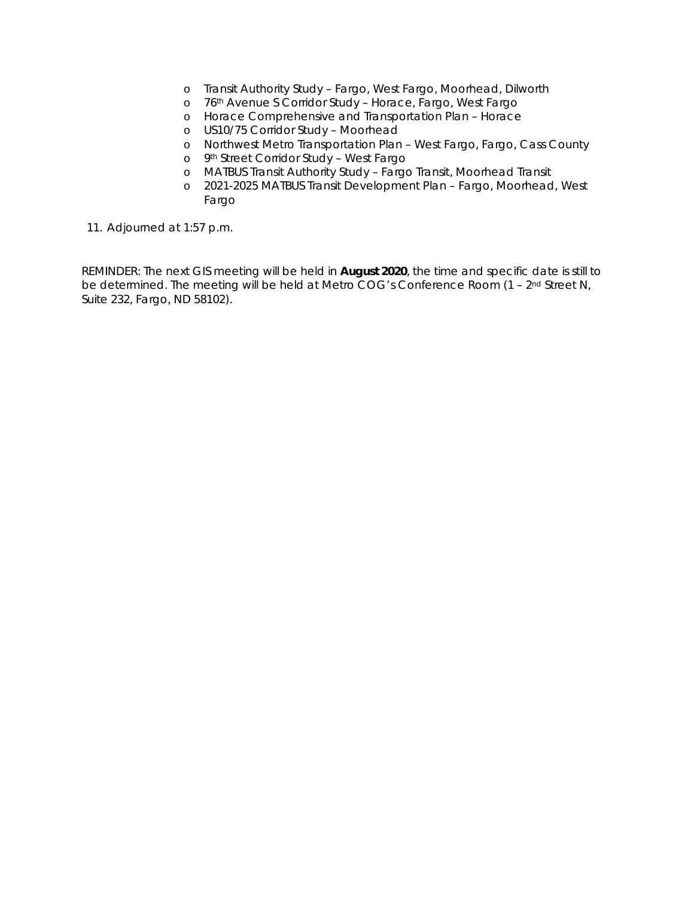- Transit Authority Study – Fargo, West Fargo, Moorhead, Dilworth
- 76th Avenue S Corridor Study – Horace, Fargo, West Fargo
- Horace Comprehensive and Transportation Plan – Horace
- US10/75 Corridor Study – Moorhead
- Northwest Metro Transportation Plan – West Fargo, Fargo, Cass County
- 9th Street Corridor Study – West Fargo
- MATBUS Transit Authority Study – Fargo Transit, Moorhead Transit
- 2021-2025 MATBUS Transit Development Plan – Fargo, Moorhead, West Fargo

11. Adjourned at 1:57 p.m.

REMINDER: The next GIS meeting will be held in **August 2020**, the time and specific date is still to be determined. The meeting will be held at Metro COG's Conference Room (1 – 2nd Street N, Suite 232, Fargo, ND 58102).